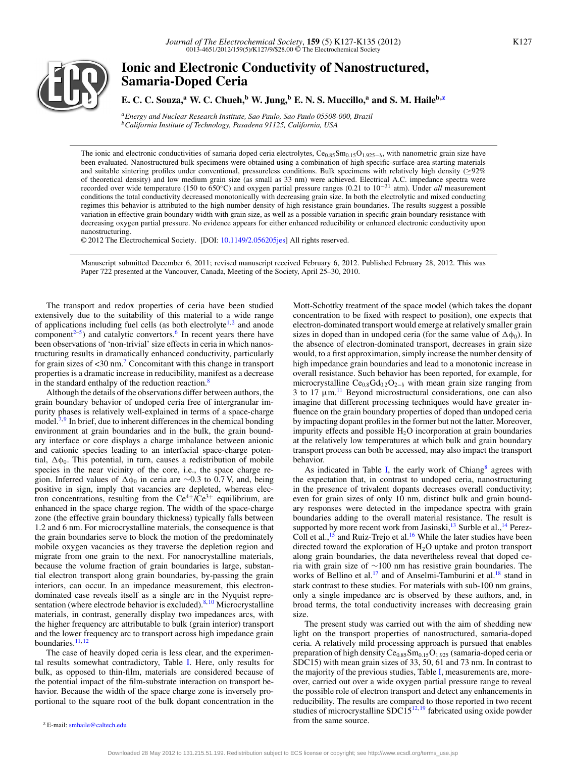# Ionic and Electronic Conductivity of Nanostructured, Samaria-Doped Ceria

**E. C. C. Souza,[a] W. C. Chueh,[b] W. Jung,[b] E. N. S. Muccillo,[a] and S. M. Haile[b,z]**

[a] *Energy and Nuclear Research Institute, Sao Paulo, Sao Paulo 05508-000, Brazil*
[b] *California Institute of Technology, Pasadena 91125, California, USA*

The ionic and electronic conductivities of samaria doped ceria electrolytes, $Ce_{0.85}Sm_{0.15}O_{1.925-\delta}$, with nanometric grain size have been evaluated. Nanostructured bulk specimens were obtained using a combination of high specific-surface-area starting materials and suitable sintering profiles under conventional, pressureless conditions. Bulk specimens with relatively high density ($\geq$92% of theoretical density) and low medium grain size (as small as 33 nm) were achieved. Electrical A.C. impedance spectra were recorded over wide temperature (150 to 650°C) and oxygen partial pressure ranges (0.21 to $10^{-31}$ atm). Under *all* measurement conditions the total conductivity decreased monotonically with decreasing grain size. In both the electrolytic and mixed conducting regimes this behavior is attributed to the high number density of high resistance grain boundaries. The results suggest a possible variation in effective grain boundary width with grain size, as well as a possible variation in specific grain boundary resistance with decreasing oxygen partial pressure. No evidence appears for either enhanced reducibility or enhanced electronic conductivity upon nanostructuring.

© 2012 The Electrochemical Society. [DOI: 10.1149/2.056205jes] All rights reserved.

Manuscript submitted December 6, 2011; revised manuscript received February 6, 2012. Published February 28, 2012. This was Paper 722 presented at the Vancouver, Canada, Meeting of the Society, April 25–30, 2010.

The transport and redox properties of ceria have been studied extensively due to the suitability of this material to a wide range of applications including fuel cells (as both electrolyte[1,2] and anode component[2–5]) and catalytic convertors.[6] In recent years there have been observations of 'non-trivial' size effects in ceria in which nanostructuring results in dramatically enhanced conductivity, particularly for grain sizes of <30 nm.[7] Concomitant with this change in transport properties is a dramatic increase in reducibility, manifest as a decrease in the standard enthalpy of the reduction reaction.[8]

Although the details of the observations differ between authors, the grain boundary behavior of undoped ceria free of intergranular impurity phases is relatively well-explained in terms of a space-charge model.[7,9] In brief, due to inherent differences in the chemical bonding environment at grain boundaries and in the bulk, the grain boundary interface or core displays a charge imbalance between anionic and cationic species leading to an interfacial space-charge potential, $\Delta\phi_0$. This potential, in turn, causes a redistribution of mobile species in the near vicinity of the core, i.e., the space charge region. Inferred values of $\Delta\phi_0$ in ceria are ~0.3 to 0.7 V, and, being positive in sign, imply that vacancies are depleted, whereas electron concentrations, resulting from the $Ce^{4+}/Ce^{3+}$ equilibrium, are enhanced in the space charge region. The width of the space-charge zone (the effective grain boundary thickness) typically falls between 1.2 and 6 nm. For microcrystalline materials, the consequence is that the grain boundaries serve to block the motion of the predominately mobile oxygen vacancies as they traverse the depletion region and migrate from one grain to the next. For nanocrystalline materials, because the volume fraction of grain boundaries is large, substantial electron transport along grain boundaries, by-passing the grain interiors, can occur. In an impedance measurement, this electron-dominated case reveals itself as a single arc in the Nyquist representation (where electrode behavior is excluded).[8,10] Microcrystalline materials, in contrast, generally display two impedances arcs, with the higher frequency arc attributable to bulk (grain interior) transport and the lower frequency arc to transport across high impedance grain boundaries.[11,12]

The case of heavily doped ceria is less clear, and the experimental results somewhat contradictory, Table I. Here, only results for bulk, as opposed to thin-film, materials are considered because of the potential impact of the film-substrate interaction on transport behavior. Because the width of the space charge zone is inversely proportional to the square root of the bulk dopant concentration in the Mott-Schottky treatment of the space model (which takes the dopant concentration to be fixed with respect to position), one expects that electron-dominated transport would emerge at relatively smaller grain sizes in doped than in undoped ceria (for the same value of $\Delta\phi_0$). In the absence of electron-dominated transport, decreases in grain size would, to a first approximation, simply increase the number density of high impedance grain boundaries and lead to a monotonic increase in overall resistance. Such behavior has been reported, for example, for microcrystalline $Ce_{0.8}Gd_{0.2}O_{2-\delta}$ with mean grain size ranging from 3 to 17 μm.[11] Beyond microstructural considerations, one can also imagine that different processing techniques would have greater influence on the grain boundary properties of doped than undoped ceria by impacting dopant profiles in the former but not the latter. Moreover, impurity effects and possible $H_2O$ incorporation at grain boundaries at the relatively low temperatures at which bulk and grain boundary transport process can both be accessed, may also impact the transport behavior.

As indicated in Table I, the early work of Chiang[8] agrees with the expectation that, in contrast to undoped ceria, nanostructuring in the presence of trivalent dopants decreases overall conductivity; even for grain sizes of only 10 nm, distinct bulk and grain boundary responses were detected in the impedance spectra with grain boundaries adding to the overall material resistance. The result is supported by more recent work from Jasinski,[13] Surble et al.,[14] Perez-Coll et al.,[15] and Ruiz-Trejo et al.[16] While the later studies have been directed toward the exploration of $H_2O$ uptake and proton transport along grain boundaries, the data nevertheless reveal that doped ceria with grain size of ~100 nm has resistive grain boundaries. The works of Bellino et al.[17] and of Anselmi-Tamburini et al.[18] stand in stark contrast to these studies. For materials with sub-100 nm grains, only a single impedance arc is observed by these authors, and, in broad terms, the total conductivity increases with decreasing grain size.

The present study was carried out with the aim of shedding new light on the transport properties of nanostructured, samaria-doped ceria. A relatively mild processing approach is pursued that enables preparation of high density $Ce_{0.85}Sm_{0.15}O_{1.925}$ (samaria-doped ceria or SDC15) with mean grain sizes of 33, 50, 61 and 73 nm. In contrast to the majority of the previous studies, Table I, measurements are, moreover, carried out over a wide oxygen partial pressure range to reveal the possible role of electron transport and detect any enhancements in reducibility. The results are compared to those reported in two recent studies of microcrystalline SDC15[12,19] fabricated using oxide powder from the same source.

[z] E-mail: smhaile@caltech.edu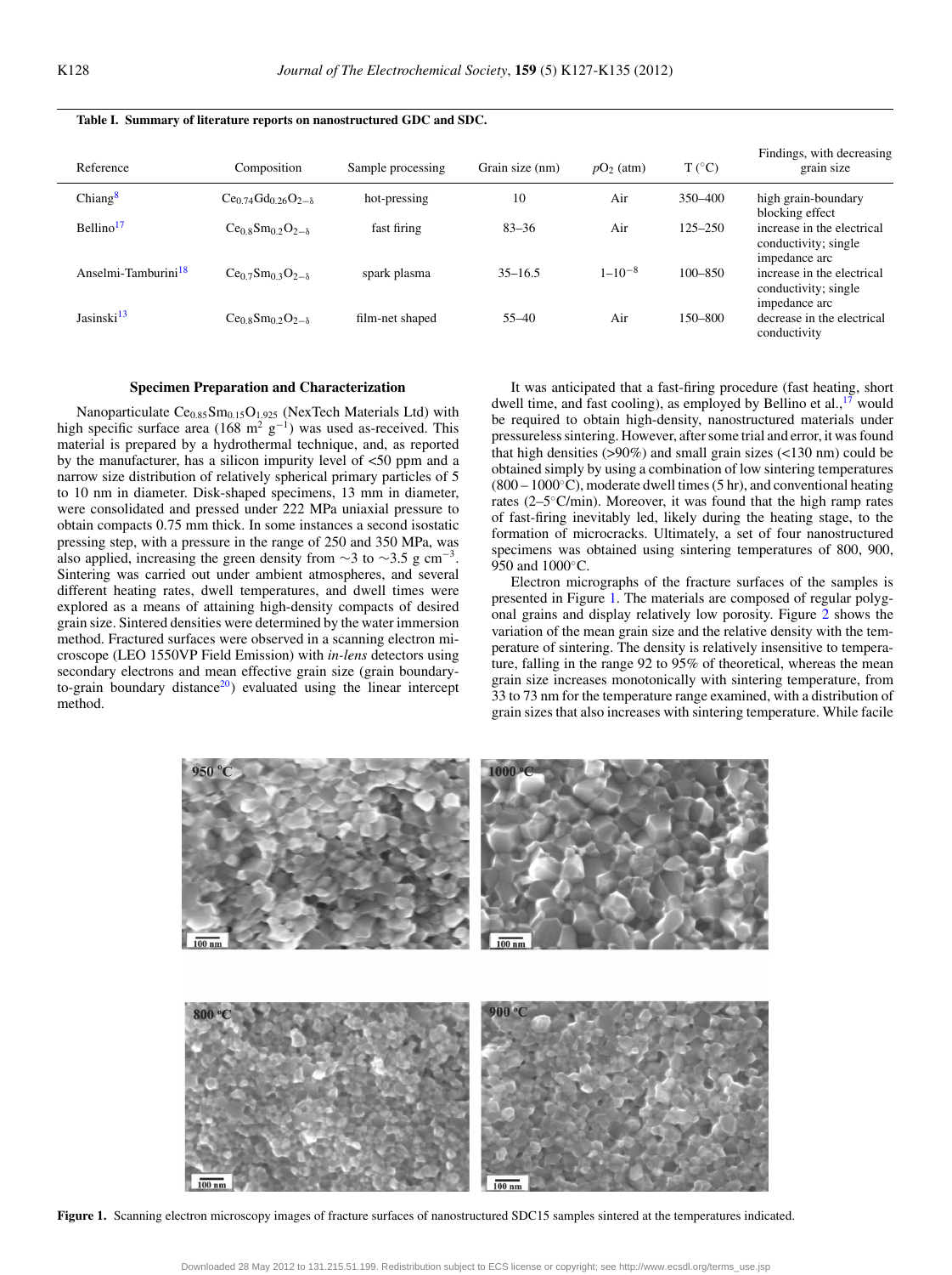**Table I. Summary of literature reports on nanostructured GDC and SDC.**

| Reference | Composition | Sample processing | Grain size (nm) | $pO_2$ (atm) | T (°C) | Findings, with decreasing grain size |
|---|---|---|---|---|---|---|
| Chiang[8] | $Ce_{0.74}Gd_{0.26}O_{2-\delta}$ | hot-pressing | 10 | Air | 350–400 | high grain-boundary blocking effect |
| Bellino[17] | $Ce_{0.8}Sm_{0.2}O_{2-\delta}$ | fast firing | 83–36 | Air | 125–250 | increase in the electrical conductivity; single impedance arc |
| Anselmi-Tamburini[18] | $Ce_{0.7}Sm_{0.3}O_{2-\delta}$ | spark plasma | 35–16.5 | $1–10^{-8}$ | 100–850 | increase in the electrical conductivity; single impedance arc |
| Jasinski[13] | $Ce_{0.8}Sm_{0.2}O_{2-\delta}$ | film-net shaped | 55–40 | Air | 150–800 | decrease in the electrical conductivity |

### Specimen Preparation and Characterization

Nanoparticulate $Ce_{0.85}Sm_{0.15}O_{1.925}$ (NexTech Materials Ltd) with high specific surface area (168 $m^2$ $g^{-1}$) was used as-received. This material is prepared by a hydrothermal technique, and, as reported by the manufacturer, has a silicon impurity level of <50 ppm and a narrow size distribution of relatively spherical primary particles of 5 to 10 nm in diameter. Disk-shaped specimens, 13 mm in diameter, were consolidated and pressed under 222 MPa uniaxial pressure to obtain compacts 0.75 mm thick. In some instances a second isostatic pressing step, with a pressure in the range of 250 and 350 MPa, was also applied, increasing the green density from ~3 to ~3.5 g $cm^{-3}$. Sintering was carried out under ambient atmospheres, and several different heating rates, dwell temperatures, and dwell times were explored as a means of attaining high-density compacts of desired grain size. Sintered densities were determined by the water immersion method. Fractured surfaces were observed in a scanning electron microscope (LEO 1550VP Field Emission) with *in-lens* detectors using secondary electrons and mean effective grain size (grain boundary-to-grain boundary distance[20]) evaluated using the linear intercept method.

It was anticipated that a fast-firing procedure (fast heating, short dwell time, and fast cooling), as employed by Bellino et al.,[17] would be required to obtain high-density, nanostructured materials under pressureless sintering. However, after some trial and error, it was found that high densities (>90%) and small grain sizes (<130 nm) could be obtained simply by using a combination of low sintering temperatures (800 – 1000°C), moderate dwell times (5 hr), and conventional heating rates (2–5°C/min). Moreover, it was found that the high ramp rates of fast-firing inevitably led, likely during the heating stage, to the formation of microcracks. Ultimately, a set of four nanostructured specimens was obtained using sintering temperatures of 800, 900, 950 and 1000°C.

Electron micrographs of the fracture surfaces of the samples is presented in Figure 1. The materials are composed of regular polygonal grains and display relatively low porosity. Figure 2 shows the variation of the mean grain size and the relative density with the temperature of sintering. The density is relatively insensitive to temperature, falling in the range 92 to 95% of theoretical, whereas the mean grain size increases monotonically with sintering temperature, from 33 to 73 nm for the temperature range examined, with a distribution of grain sizes that also increases with sintering temperature. While facile

**Figure 1.** Scanning electron microscopy images of fracture surfaces of nanostructured SDC15 samples sintered at the temperatures indicated.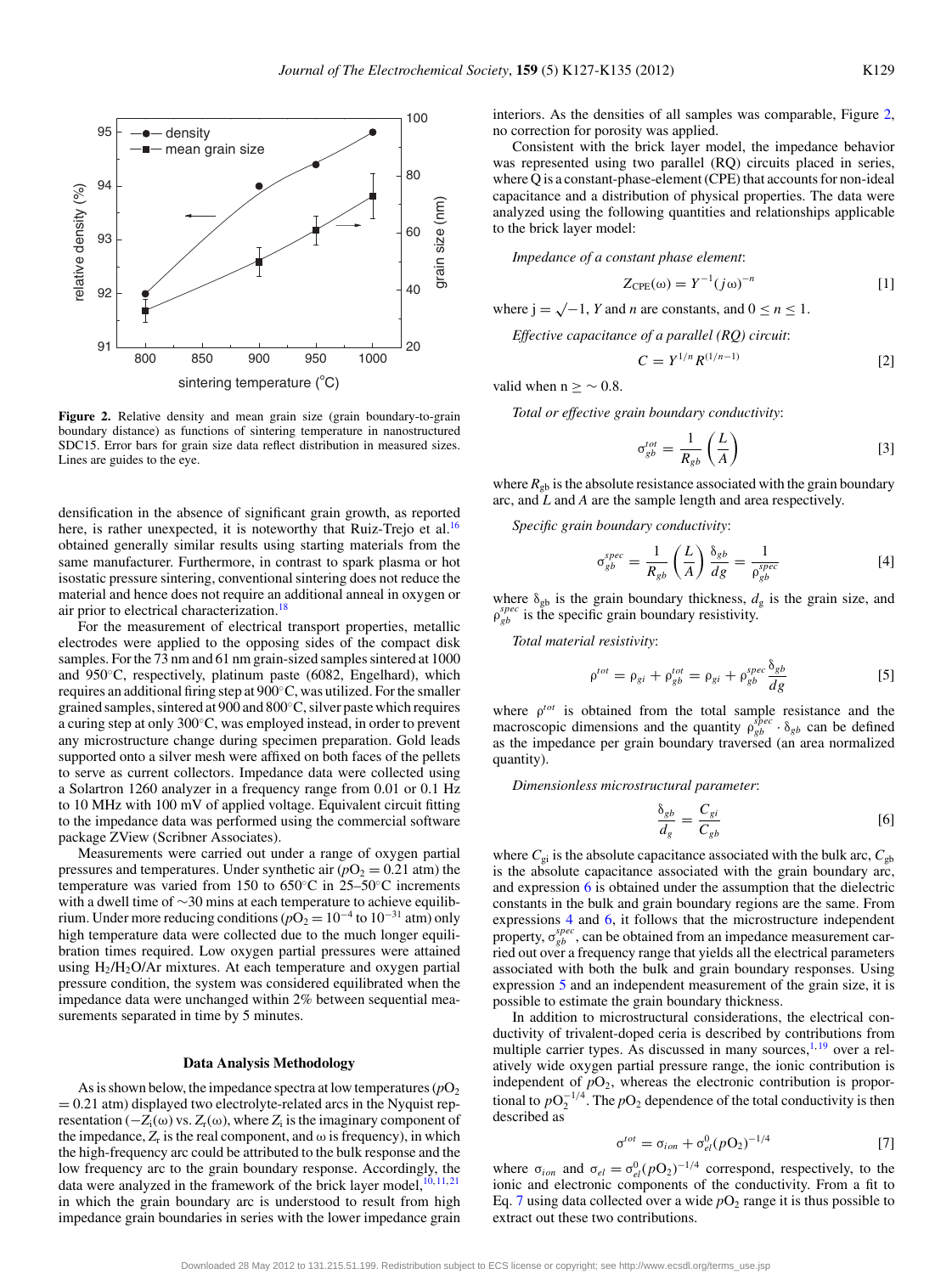**Figure 2.** Relative density and mean grain size (grain boundary-to-grain boundary distance) as functions of sintering temperature in nanostructured SDC15. Error bars for grain size data reflect distribution in measured sizes. Lines are guides to the eye.

densification in the absence of significant grain growth, as reported here, is rather unexpected, it is noteworthy that Ruiz-Trejo et al.[16] obtained generally similar results using starting materials from the same manufacturer. Furthermore, in contrast to spark plasma or hot isostatic pressure sintering, conventional sintering does not reduce the material and hence does not require an additional anneal in oxygen or air prior to electrical characterization.[18]

For the measurement of electrical transport properties, metallic electrodes were applied to the opposing sides of the compact disk samples. For the 73 nm and 61 nm grain-sized samples sintered at 1000 and 950°C, respectively, platinum paste (6082, Engelhard), which requires an additional firing step at 900°C, was utilized. For the smaller grained samples, sintered at 900 and 800°C, silver paste which requires a curing step at only 300°C, was employed instead, in order to prevent any microstructure change during specimen preparation. Gold leads supported onto a silver mesh were affixed on both faces of the pellets to serve as current collectors. Impedance data were collected using a Solartron 1260 analyzer in a frequency range from 0.01 or 0.1 Hz to 10 MHz with 100 mV of applied voltage. Equivalent circuit fitting to the impedance data was performed using the commercial software package ZView (Scribner Associates).

Measurements were carried out under a range of oxygen partial pressures and temperatures. Under synthetic air ($pO_2 = 0.21$ atm) the temperature was varied from 150 to 650°C in 25–50°C increments with a dwell time of ∼30 mins at each temperature to achieve equilibrium. Under more reducing conditions ($pO_2 = 10^{-4}$ to $10^{-31}$ atm) only high temperature data were collected due to the much longer equilibration times required. Low oxygen partial pressures were attained using $H_2/H_2O/Ar$ mixtures. At each temperature and oxygen partial pressure condition, the system was considered equilibrated when the impedance data were unchanged within 2% between sequential measurements separated in time by 5 minutes.

### Data Analysis Methodology

As is shown below, the impedance spectra at low temperatures ($pO_2 = 0.21$ atm) displayed two electrolyte-related arcs in the Nyquist representation ($-Z_i(\omega)$ vs. $Z_r(\omega)$, where $Z_i$ is the imaginary component of the impedance, $Z_r$ is the real component, and $\omega$ is frequency), in which the high-frequency arc could be attributed to the bulk response and the low frequency arc to the grain boundary response. Accordingly, the data were analyzed in the framework of the brick layer model,[10,11,21] in which the grain boundary arc is understood to result from high impedance grain boundaries in series with the lower impedance grain interiors. As the densities of all samples was comparable, Figure 2, no correction for porosity was applied.

Consistent with the brick layer model, the impedance behavior was represented using two parallel (RQ) circuits placed in series, where Q is a constant-phase-element (CPE) that accounts for non-ideal capacitance and a distribution of physical properties. The data were analyzed using the following quantities and relationships applicable to the brick layer model:

*Impedance of a constant phase element*:

$$Z_{\mathrm{CPE}}(\omega) = Y^{-1}(j\omega)^{-n} \quad [1]$$

where $j = \sqrt{-1}$, $Y$ and $n$ are constants, and $0 \le n \le 1$.

*Effective capacitance of a parallel (RQ) circuit*:

$$C = Y^{1/n} R^{(1/n-1)} \quad [2]$$

valid when $n \ge \sim 0.8$.

*Total or effective grain boundary conductivity*:

$$\sigma_{gb}^{tot} = \frac{1}{R_{gb}}\left(\frac{L}{A}\right) \quad [3]$$

where $R_{gb}$ is the absolute resistance associated with the grain boundary arc, and $L$ and $A$ are the sample length and area respectively.

*Specific grain boundary conductivity*:

$$\sigma_{gb}^{spec} = \frac{1}{R_{gb}}\left(\frac{L}{A}\right)\frac{\delta_{gb}}{d_g} = \frac{1}{\rho_{gb}^{spec}} \quad [4]$$

where $\delta_{gb}$ is the grain boundary thickness, $d_g$ is the grain size, and $\rho_{gb}^{spec}$ is the specific grain boundary resistivity.

*Total material resistivity*:

$$\rho^{tot} = \rho_{gi} + \rho_{gb}^{tot} = \rho_{gi} + \rho_{gb}^{spec}\frac{\delta_{gb}}{d_g} \quad [5]$$

where $\rho^{tot}$ is obtained from the total sample resistance and the macroscopic dimensions and the quantity $\rho_{gb}^{spec} \cdot \delta_{gb}$ can be defined as the impedance per grain boundary traversed (an area normalized quantity).

*Dimensionless microstructural parameter*:

$$\frac{\delta_{gb}}{d_g} = \frac{C_{gi}}{C_{gb}} \quad [6]$$

where $C_{gi}$ is the absolute capacitance associated with the bulk arc, $C_{gb}$ is the absolute capacitance associated with the grain boundary arc, and expression 6 is obtained under the assumption that the dielectric constants in the bulk and grain boundary regions are the same. From expressions 4 and 6, it follows that the microstructure independent property, $\sigma_{gb}^{spec}$, can be obtained from an impedance measurement carried out over a frequency range that yields all the electrical parameters associated with both the bulk and grain boundary responses. Using expression 5 and an independent measurement of the grain size, it is possible to estimate the grain boundary thickness.

In addition to microstructural considerations, the electrical conductivity of trivalent-doped ceria is described by contributions from multiple carrier types. As discussed in many sources,[1,19] over a relatively wide oxygen partial pressure range, the ionic contribution is independent of $pO_2$, whereas the electronic contribution is proportional to $pO_2^{-1/4}$. The $pO_2$ dependence of the total conductivity is then described as

$$\sigma^{tot} = \sigma_{ion} + \sigma_{el}^{0}(pO_2)^{-1/4} \quad [7]$$

where $\sigma_{ion}$ and $\sigma_{el} = \sigma_{el}^{0}(pO_2)^{-1/4}$ correspond, respectively, to the ionic and electronic components of the conductivity. From a fit to Eq. 7 using data collected over a wide $pO_2$ range it is thus possible to extract out these two contributions.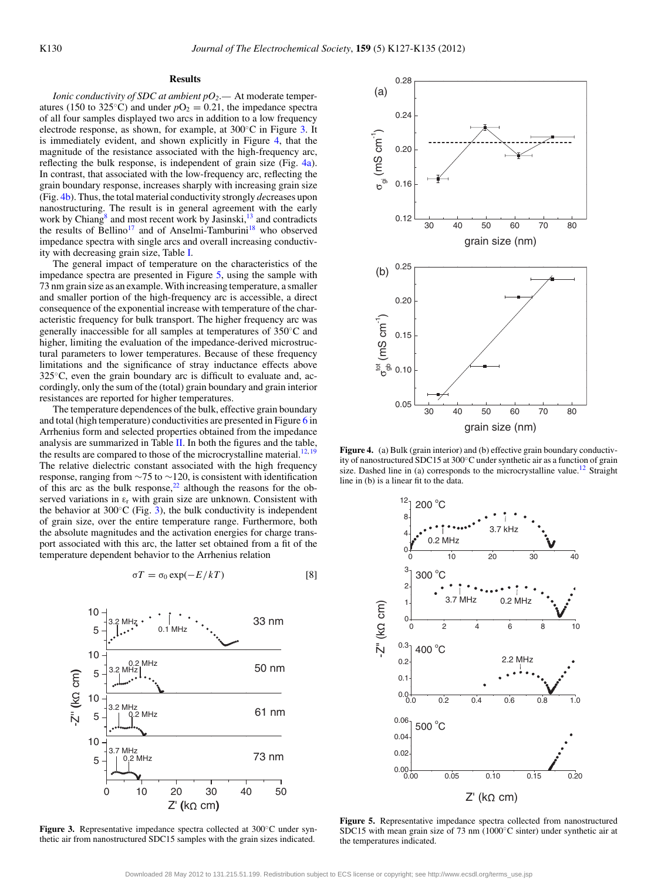## Results

*Ionic conductivity of SDC at ambient $pO_2$.*— At moderate temperatures (150 to 325°C) and under $pO_2 = 0.21$, the impedance spectra of all four samples displayed two arcs in addition to a low frequency electrode response, as shown, for example, at 300°C in Figure 3. It is immediately evident, and shown explicitly in Figure 4, that the magnitude of the resistance associated with the high-frequency arc, reflecting the bulk response, is independent of grain size (Fig. 4a). In contrast, that associated with the low-frequency arc, reflecting the grain boundary response, increases sharply with increasing grain size (Fig. 4b). Thus, the total material conductivity strongly *de*creases upon nanostructuring. The result is in general agreement with the early work by Chiang[8] and most recent work by Jasinski,[13] and contradicts the results of Bellino[17] and of Anselmi-Tamburini[18] who observed impedance spectra with single arcs and overall increasing conductivity with decreasing grain size, Table I.

The general impact of temperature on the characteristics of the impedance spectra are presented in Figure 5, using the sample with 73 nm grain size as an example. With increasing temperature, a smaller and smaller portion of the high-frequency arc is accessible, a direct consequence of the exponential increase with temperature of the characteristic frequency for bulk transport. The higher frequency arc was generally inaccessible for all samples at temperatures of 350°C and higher, limiting the evaluation of the impedance-derived microstructural parameters to lower temperatures. Because of these frequency limitations and the significance of stray inductance effects above 325°C, even the grain boundary arc is difficult to evaluate and, accordingly, only the sum of the (total) grain boundary and grain interior resistances are reported for higher temperatures.

The temperature dependences of the bulk, effective grain boundary and total (high temperature) conductivities are presented in Figure 6 in Arrhenius form and selected properties obtained from the impedance analysis are summarized in Table II. In both the figures and the table, the results are compared to those of the microcrystalline material.[12,19] The relative dielectric constant associated with the high frequency response, ranging from ~75 to ~120, is consistent with identification of this arc as the bulk response,[22] although the reasons for the observed variations in $\varepsilon_r$ with grain size are unknown. Consistent with the behavior at 300°C (Fig. 3), the bulk conductivity is independent of grain size, over the entire temperature range. Furthermore, both the absolute magnitudes and the activation energies for charge transport associated with this arc, the latter set obtained from a fit of the temperature dependent behavior to the Arrhenius relation

$$\sigma T = \sigma_0 \exp(-E/kT) \tag{8}$$

**Figure 3.** Representative impedance spectra collected at 300°C under synthetic air from nanostructured SDC15 samples with the grain sizes indicated.

**Figure 4.** (a) Bulk (grain interior) and (b) effective grain boundary conductivity of nanostructured SDC15 at 300°C under synthetic air as a function of grain size. Dashed line in (a) corresponds to the microcrystalline value.[12] Straight line in (b) is a linear fit to the data.

**Figure 5.** Representative impedance spectra collected from nanostructured SDC15 with mean grain size of 73 nm (1000°C sinter) under synthetic air at the temperatures indicated.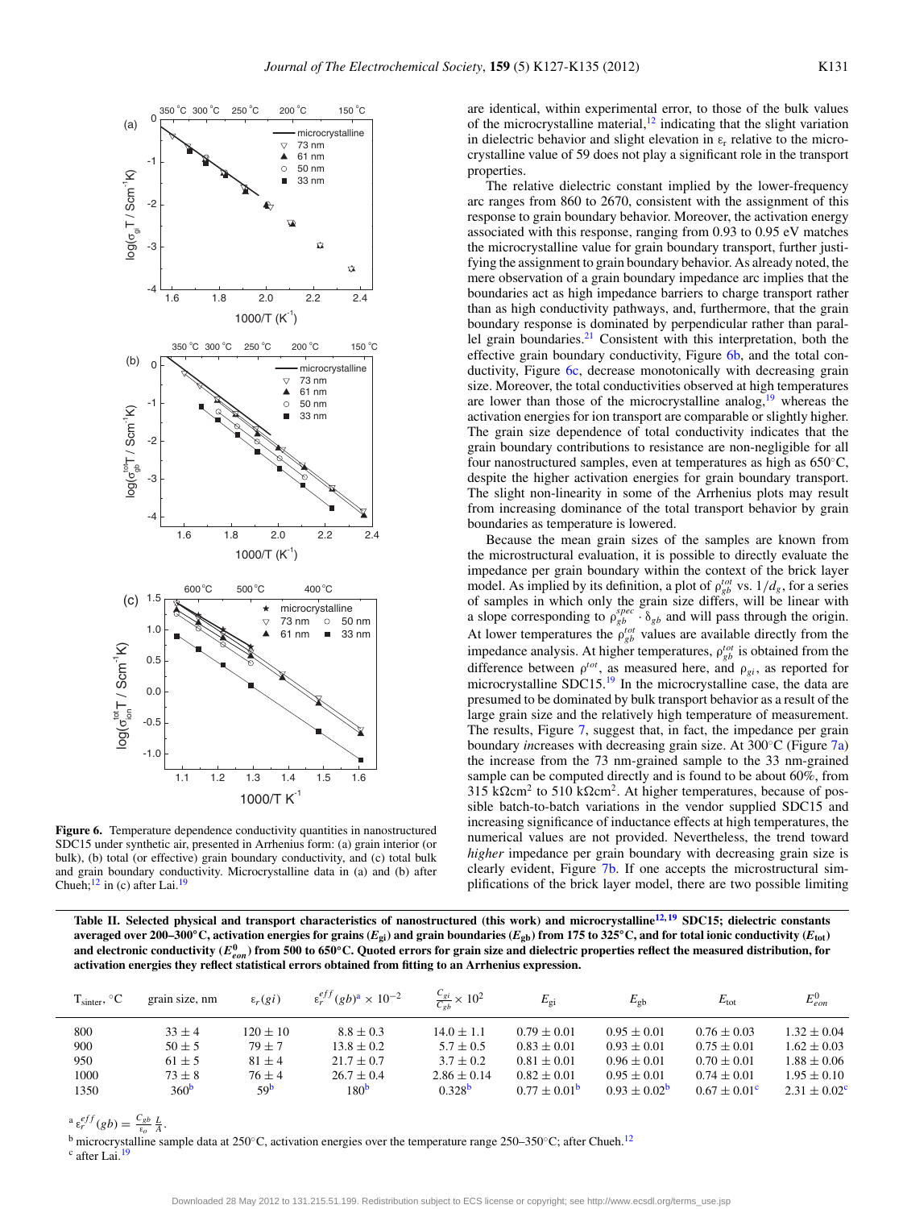Figure 6. Temperature dependence conductivity quantities in nanostructured SDC15 under synthetic air, presented in Arrhenius form: (a) grain interior (or bulk), (b) total (or effective) grain boundary conductivity, and (c) total bulk and grain boundary conductivity. Microcrystalline data in (a) and (b) after Chueh;[12] in (c) after Lai.[19]

are identical, within experimental error, to those of the bulk values of the microcrystalline material,[12] indicating that the slight variation in dielectric behavior and slight elevation in $\varepsilon_r$ relative to the microcrystalline value of 59 does not play a significant role in the transport properties.

The relative dielectric constant implied by the lower-frequency arc ranges from 860 to 2670, consistent with the assignment of this response to grain boundary behavior. Moreover, the activation energy associated with this response, ranging from 0.93 to 0.95 eV matches the microcrystalline value for grain boundary transport, further justifying the assignment to grain boundary behavior. As already noted, the mere observation of a grain boundary impedance arc implies that the boundaries act as high impedance barriers to charge transport rather than as high conductivity pathways, and, furthermore, that the grain boundary response is dominated by perpendicular rather than parallel grain boundaries.[21] Consistent with this interpretation, both the effective grain boundary conductivity, Figure 6b, and the total conductivity, Figure 6c, decrease monotonically with decreasing grain size. Moreover, the total conductivities observed at high temperatures are lower than those of the microcrystalline analog,[19] whereas the activation energies for ion transport are comparable or slightly higher. The grain size dependence of total conductivity indicates that the grain boundary contributions to resistance are non-negligible for all four nanostructured samples, even at temperatures as high as 650°C, despite the higher activation energies for grain boundary transport. The slight non-linearity in some of the Arrhenius plots may result from increasing dominance of the total transport behavior by grain boundaries as temperature is lowered.

Because the mean grain sizes of the samples are known from the microstructural evaluation, it is possible to directly evaluate the impedance per grain boundary within the context of the brick layer model. As implied by its definition, a plot of $\rho_{gb}^{tot}$ vs. $1/d_g$, for a series of samples in which only the grain size differs, will be linear with a slope corresponding to $\rho_{gb}^{spec} \cdot \delta_{gb}$ and will pass through the origin. At lower temperatures the $\rho_{gb}^{tot}$ values are available directly from the impedance analysis. At higher temperatures, $\rho_{gb}^{tot}$ is obtained from the difference between $\rho^{tot}$, as measured here, and $\rho_{gi}$, as reported for microcrystalline SDC15.[19] In the microcrystalline case, the data are presumed to be dominated by bulk transport behavior as a result of the large grain size and the relatively high temperature of measurement. The results, Figure 7, suggest that, in fact, the impedance per grain boundary *in*creases with decreasing grain size. At 300°C (Figure 7a) the increase from the 73 nm-grained sample to the 33 nm-grained sample can be computed directly and is found to be about 60%, from 315 k$\Omega$cm$^2$ to 510 k$\Omega$cm$^2$. At higher temperatures, because of possible batch-to-batch variations in the vendor supplied SDC15 and increasing significance of inductance effects at high temperatures, the numerical values are not provided. Nevertheless, the trend toward *higher* impedance per grain boundary with decreasing grain size is clearly evident, Figure 7b. If one accepts the microstructural simplifications of the brick layer model, there are two possible limiting

**Table II. Selected physical and transport characteristics of nanostructured (this work) and microcrystalline[12,19] SDC15; dielectric constants averaged over 200–300°C, activation energies for grains ($E_{gi}$) and grain boundaries ($E_{gb}$) from 175 to 325°C, and for total ionic conductivity ($E_{tot}$) and electronic conductivity ($E_{eon}^0$) from 500 to 650°C. Quoted errors for grain size and dielectric properties reflect the measured distribution, for activation energies they reflect statistical errors obtained from fitting to an Arrhenius expression.**

| $T_{sinter}$, °C | grain size, nm | $\varepsilon_r(gi)$ | $\varepsilon_r^{eff}(gb)$[a] $\times 10^{-2}$ | $\frac{C_{gi}}{C_{gb}} \times 10^2$ | $E_{gi}$ | $E_{gb}$ | $E_{tot}$ | $E_{eon}^0$ |
|---|---|---|---|---|---|---|---|---|
| 800 | 33 ± 4 | 120 ± 10 | 8.8 ± 0.3 | 14.0 ± 1.1 | 0.79 ± 0.01 | 0.95 ± 0.01 | 0.76 ± 0.03 | 1.32 ± 0.04 |
| 900 | 50 ± 5 | 79 ± 7 | 13.8 ± 0.2 | 5.7 ± 0.5 | 0.83 ± 0.01 | 0.93 ± 0.01 | 0.75 ± 0.01 | 1.62 ± 0.03 |
| 950 | 61 ± 5 | 81 ± 4 | 21.7 ± 0.7 | 3.7 ± 0.2 | 0.81 ± 0.01 | 0.96 ± 0.01 | 0.70 ± 0.01 | 1.88 ± 0.06 |
| 1000 | 73 ± 8 | 76 ± 4 | 26.7 ± 0.4 | 2.86 ± 0.14 | 0.82 ± 0.01 | 0.95 ± 0.01 | 0.74 ± 0.01 | 1.95 ± 0.10 |
| 1350 | 360[b] | 59[b] | 180[b] | 0.328[b] | 0.77 ± 0.01[b] | 0.93 ± 0.02[b] | 0.67 ± 0.01[c] | 2.31 ± 0.02[c] |

[a] $\varepsilon_r^{eff}(gb) = \frac{C_{gb}}{\varepsilon_o}\frac{L}{A}$.

[b] microcrystalline sample data at 250°C, activation energies over the temperature range 250–350°C; after Chueh.[12]

[c] after Lai.[19]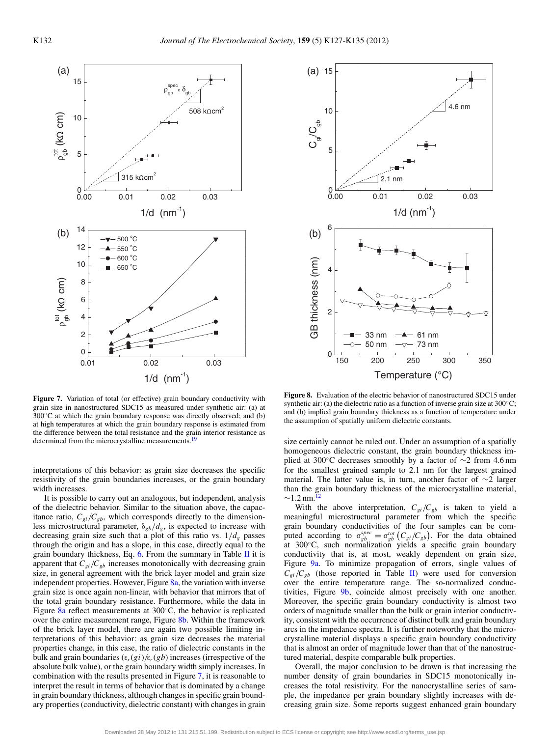**Figure 7.** Variation of total (or effective) grain boundary conductivity with grain size in nanostructured SDC15 as measured under synthetic air: (a) at 300°C at which the grain boundary response was directly observed; and (b) at high temperatures at which the grain boundary response is estimated from the difference between the total resistance and the grain interior resistance as determined from the microcrystalline measurements.[19]

**Figure 8.** Evaluation of the electric behavior of nanostructured SDC15 under synthetic air: (a) the dielectric ratio as a function of inverse grain size at 300°C; and (b) implied grain boundary thickness as a function of temperature under the assumption of spatially uniform dielectric constants.

interpretations of this behavior: as grain size decreases the specific resistivity of the grain boundaries increases, or the grain boundary width increases.

It is possible to carry out an analogous, but independent, analysis of the dielectric behavior. Similar to the situation above, the capacitance ratio, $C_{gi}/C_{gb}$, which corresponds directly to the dimensionless microstructural parameter, $\delta_{gb}/d_g$, is expected to increase with decreasing grain size such that a plot of this ratio vs. $1/d_g$ passes through the origin and has a slope, in this case, directly equal to the grain boundary thickness, Eq. 6. From the summary in Table II it is apparent that $C_{gi}/C_{gb}$ increases monotonically with decreasing grain size, in general agreement with the brick layer model and grain size independent properties. However, Figure 8a, the variation with inverse grain size is once again non-linear, with behavior that mirrors that of the total grain boundary resistance. Furthermore, while the data in Figure 8a reflect measurements at 300°C, the behavior is replicated over the entire measurement range, Figure 8b. Within the framework of the brick layer model, there are again two possible limiting interpretations of this behavior: as grain size decreases the material properties change, in this case, the ratio of dielectric constants in the bulk and grain boundaries ($\varepsilon_r(gi)/\varepsilon_r(gb)$) increases (irrespective of the absolute bulk value), or the grain boundary width simply increases. In combination with the results presented in Figure 7, it is reasonable to interpret the result in terms of behavior that is dominated by a change in grain boundary thickness, although changes in specific grain boundary properties (conductivity, dielectric constant) with changes in grain size certainly cannot be ruled out. Under an assumption of a spatially homogeneous dielectric constant, the grain boundary thickness implied at 300°C decreases smoothly by a factor of ~2 from 4.6 nm for the smallest grained sample to 2.1 nm for the largest grained material. The latter value is, in turn, another factor of ~2 larger than the grain boundary thickness of the microcrystalline material, ~1.2 nm.[12]

With the above interpretation, $C_{gi}/C_{gb}$ is taken to yield a meaningful microstructural parameter from which the specific grain boundary conductivities of the four samples can be computed according to $\sigma_{gb}^{spec} = \sigma_{gb}^{tot}\left(C_{gi}/C_{gb}\right)$. For the data obtained at 300°C, such normalization yields a specific grain boundary conductivity that is, at most, weakly dependent on grain size, Figure 9a. To minimize propagation of errors, single values of $C_{gi}/C_{gb}$ (those reported in Table II) were used for conversion over the entire temperature range. The so-normalized conductivities, Figure 9b, coincide almost precisely with one another. Moreover, the specific grain boundary conductivity is almost two orders of magnitude smaller than the bulk or grain interior conductivity, consistent with the occurrence of distinct bulk and grain boundary arcs in the impedance spectra. It is further noteworthy that the microcrystalline material displays a specific grain boundary conductivity that is almost an order of magnitude lower than that of the nanostructured material, despite comparable bulk properties.

Overall, the major conclusion to be drawn is that increasing the number density of grain boundaries in SDC15 monotonically increases the total resistivity. For the nanocrystalline series of sample, the impedance per grain boundary slightly increases with decreasing grain size. Some reports suggest enhanced grain boundary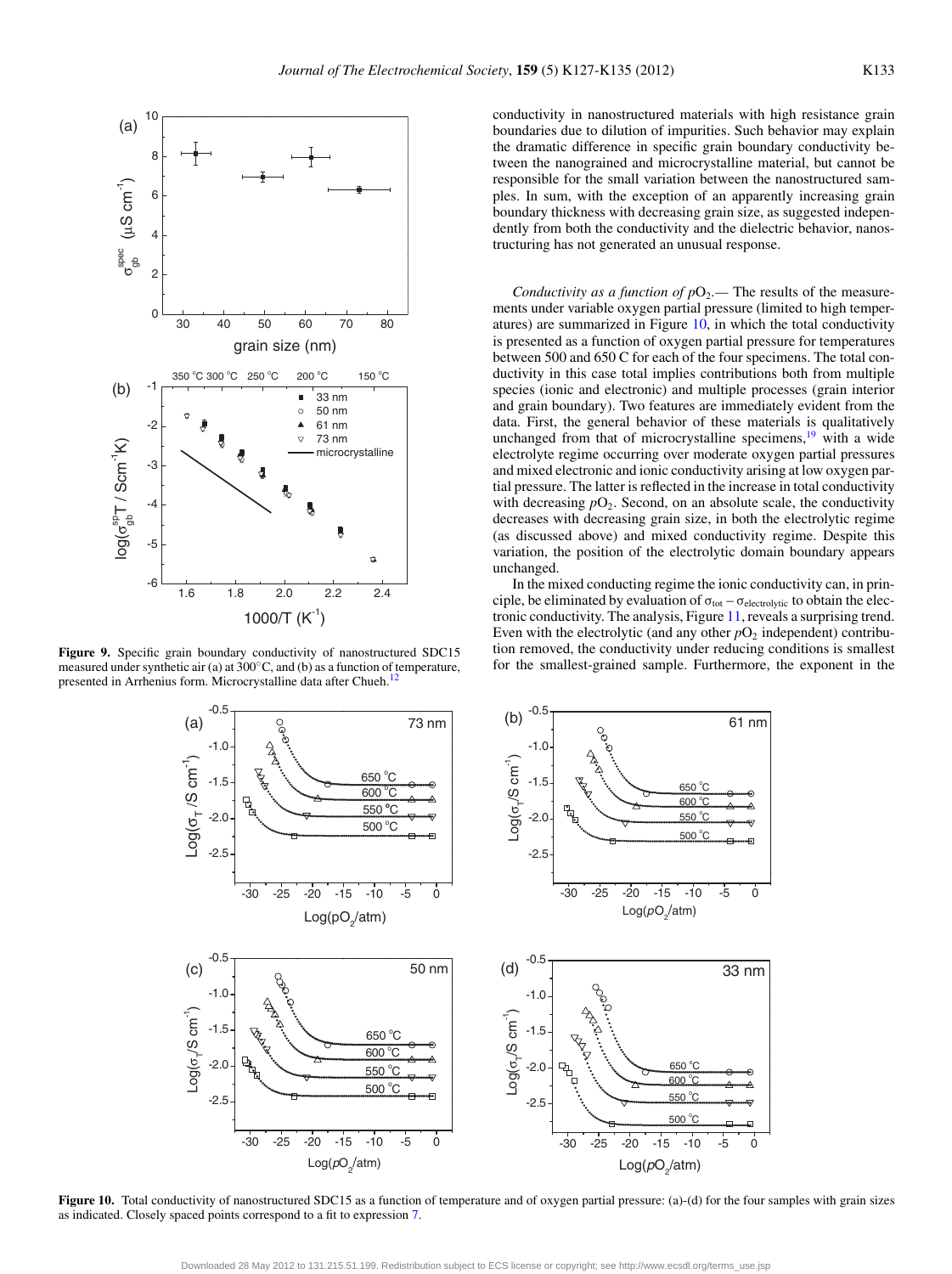conductivity in nanostructured materials with high resistance grain boundaries due to dilution of impurities. Such behavior may explain the dramatic difference in specific grain boundary conductivity between the nanograined and microcrystalline material, but cannot be responsible for the small variation between the nanostructured samples. In sum, with the exception of an apparently increasing grain boundary thickness with decreasing grain size, as suggested independently from both the conductivity and the dielectric behavior, nanostructuring has not generated an unusual response.

Figure 9. Specific grain boundary conductivity of nanostructured SDC15 measured under synthetic air (a) at 300°C, and (b) as a function of temperature, presented in Arrhenius form. Microcrystalline data after Chueh.[12]

*Conductivity as a function of* $pO_2$.— The results of the measurements under variable oxygen partial pressure (limited to high temperatures) are summarized in Figure 10, in which the total conductivity is presented as a function of oxygen partial pressure for temperatures between 500 and 650 C for each of the four specimens. The total conductivity in this case total implies contributions both from multiple species (ionic and electronic) and multiple processes (grain interior and grain boundary). Two features are immediately evident from the data. First, the general behavior of these materials is qualitatively unchanged from that of microcrystalline specimens,[19] with a wide electrolyte regime occurring over moderate oxygen partial pressures and mixed electronic and ionic conductivity arising at low oxygen partial pressure. The latter is reflected in the increase in total conductivity with decreasing $pO_2$. Second, on an absolute scale, the conductivity decreases with decreasing grain size, in both the electrolytic regime (as discussed above) and mixed conductivity regime. Despite this variation, the position of the electrolytic domain boundary appears unchanged.

In the mixed conducting regime the ionic conductivity can, in principle, be eliminated by evaluation of $\sigma_{tot} - \sigma_{electrolytic}$ to obtain the electronic conductivity. The analysis, Figure 11, reveals a surprising trend. Even with the electrolytic (and any other $pO_2$ independent) contribution removed, the conductivity under reducing conditions is smallest for the smallest-grained sample. Furthermore, the exponent in the

Figure 10. Total conductivity of nanostructured SDC15 as a function of temperature and of oxygen partial pressure: (a)-(d) for the four samples with grain sizes as indicated. Closely spaced points correspond to a fit to expression 7.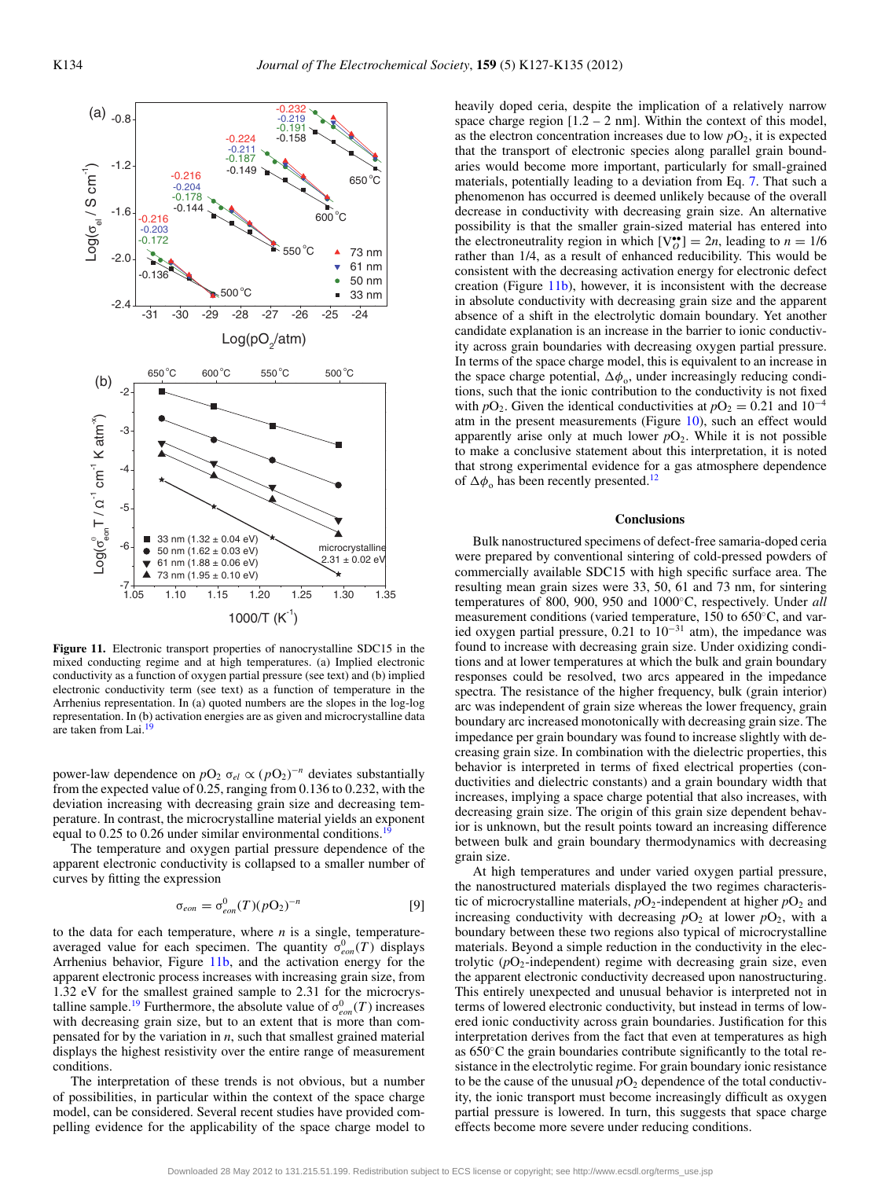**Figure 11.** Electronic transport properties of nanocrystalline SDC15 in the mixed conducting regime and at high temperatures. (a) Implied electronic conductivity as a function of oxygen partial pressure (see text) and (b) implied electronic conductivity term (see text) as a function of temperature in the Arrhenius representation. In (a) quoted numbers are the slopes in the log-log representation. In (b) activation energies are as given and microcrystalline data are taken from Lai.[19]

power-law dependence on $pO_2$ $\sigma_{el} \propto (pO_2)^{-n}$ deviates substantially from the expected value of 0.25, ranging from 0.136 to 0.232, with the deviation increasing with decreasing grain size and decreasing temperature. In contrast, the microcrystalline material yields an exponent equal to 0.25 to 0.26 under similar environmental conditions.[19]

The temperature and oxygen partial pressure dependence of the apparent electronic conductivity is collapsed to a smaller number of curves by fitting the expression

$$\sigma_{eon} = \sigma^0_{eon}(T)(pO_2)^{-n} \qquad [9]$$

to the data for each temperature, where $n$ is a single, temperature-averaged value for each specimen. The quantity $\sigma^0_{eon}(T)$ displays Arrhenius behavior, Figure 11b, and the activation energy for the apparent electronic process increases with increasing grain size, from 1.32 eV for the smallest grained sample to 2.31 for the microcrystalline sample.[19] Furthermore, the absolute value of $\sigma^0_{eon}(T)$ increases with decreasing grain size, but to an extent that is more than compensated for by the variation in $n$, such that smallest grained material displays the highest resistivity over the entire range of measurement conditions.

The interpretation of these trends is not obvious, but a number of possibilities, in particular within the context of the space charge model, can be considered. Several recent studies have provided compelling evidence for the applicability of the space charge model to heavily doped ceria, despite the implication of a relatively narrow space charge region [1.2 – 2 nm]. Within the context of this model, as the electron concentration increases due to low $pO_2$, it is expected that the transport of electronic species along parallel grain boundaries would become more important, particularly for small-grained materials, potentially leading to a deviation from Eq. 7. That such a phenomenon has occurred is deemed unlikely because of the overall decrease in conductivity with decreasing grain size. An alternative possibility is that the smaller grain-sized material has entered into the electroneutrality region in which $[V_O^{\bullet\bullet}] = 2n$, leading to $n = 1/6$ rather than 1/4, as a result of enhanced reducibility. This would be consistent with the decreasing activation energy for electronic defect creation (Figure 11b), however, it is inconsistent with the decrease in absolute conductivity with decreasing grain size and the apparent absence of a shift in the electrolytic domain boundary. Yet another candidate explanation is an increase in the barrier to ionic conductivity across grain boundaries with decreasing oxygen partial pressure. In terms of the space charge model, this is equivalent to an increase in the space charge potential, $\Delta\phi_o$, under increasingly reducing conditions, such that the ionic contribution to the conductivity is not fixed with $pO_2$. Given the identical conductivities at $pO_2 = 0.21$ and $10^{-4}$ atm in the present measurements (Figure 10), such an effect would apparently arise only at much lower $pO_2$. While it is not possible to make a conclusive statement about this interpretation, it is noted that strong experimental evidence for a gas atmosphere dependence of $\Delta\phi_o$ has been recently presented.[12]

## Conclusions

Bulk nanostructured specimens of defect-free samaria-doped ceria were prepared by conventional sintering of cold-pressed powders of commercially available SDC15 with high specific surface area. The resulting mean grain sizes were 33, 50, 61 and 73 nm, for sintering temperatures of 800, 900, 950 and 1000°C, respectively. Under *all* measurement conditions (varied temperature, 150 to 650°C, and varied oxygen partial pressure, 0.21 to $10^{-31}$ atm), the impedance was found to increase with decreasing grain size. Under oxidizing conditions and at lower temperatures at which the bulk and grain boundary responses could be resolved, two arcs appeared in the impedance spectra. The resistance of the higher frequency, bulk (grain interior) arc was independent of grain size whereas the lower frequency, grain boundary arc increased monotonically with decreasing grain size. The impedance per grain boundary was found to increase slightly with decreasing grain size. In combination with the dielectric properties, this behavior is interpreted in terms of fixed electrical properties (conductivities and dielectric constants) and a grain boundary width that increases, implying a space charge potential that also increases, with decreasing grain size. The origin of this grain size dependent behavior is unknown, but the result points toward an increasing difference between bulk and grain boundary thermodynamics with decreasing grain size.

At high temperatures and under varied oxygen partial pressure, the nanostructured materials displayed the two regimes characteristic of microcrystalline materials, $pO_2$-independent at higher $pO_2$ and increasing conductivity with decreasing $pO_2$ at lower $pO_2$, with a boundary between these two regions also typical of microcrystalline materials. Beyond a simple reduction in the conductivity in the electrolytic ($pO_2$-independent) regime with decreasing grain size, even the apparent electronic conductivity decreased upon nanostructuring. This entirely unexpected and unusual behavior is interpreted not in terms of lowered electronic conductivity, but instead in terms of lowered ionic conductivity across grain boundaries. Justification for this interpretation derives from the fact that even at temperatures as high as 650°C the grain boundaries contribute significantly to the total resistance in the electrolytic regime. For grain boundary ionic resistance to be the cause of the unusual $pO_2$ dependence of the total conductivity, the ionic transport must become increasingly difficult as oxygen partial pressure is lowered. In turn, this suggests that space charge effects become more severe under reducing conditions.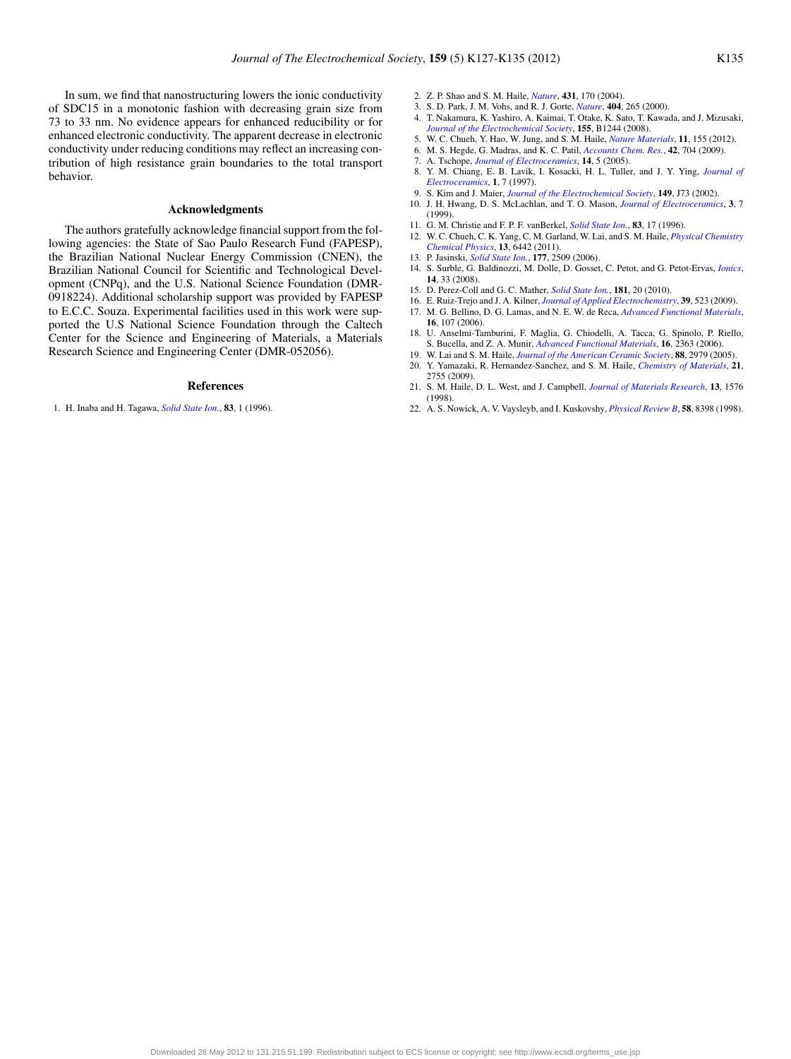In sum, we find that nanostructuring lowers the ionic conductivity of SDC15 in a monotonic fashion with decreasing grain size from 73 to 33 nm. No evidence appears for enhanced reducibility or for enhanced electronic conductivity. The apparent decrease in electronic conductivity under reducing conditions may reflect an increasing contribution of high resistance grain boundaries to the total transport behavior.

## Acknowledgments

The authors gratefully acknowledge financial support from the following agencies: the State of Sao Paulo Research Fund (FAPESP), the Brazilian National Nuclear Energy Commission (CNEN), the Brazilian National Council for Scientific and Technological Development (CNPq), and the U.S. National Science Foundation (DMR-0918224). Additional scholarship support was provided by FAPESP to E.C.C. Souza. Experimental facilities used in this work were supported the U.S National Science Foundation through the Caltech Center for the Science and Engineering of Materials, a Materials Research Science and Engineering Center (DMR-052056).

## References

1. H. Inaba and H. Tagawa, *Solid State Ion.*, **83**, 1 (1996).
2. Z. P. Shao and S. M. Haile, *Nature*, **431**, 170 (2004).
3. S. D. Park, J. M. Vohs, and R. J. Gorte, *Nature*, **404**, 265 (2000).
4. T. Nakamura, K. Yashiro, A. Kaimai, T. Otake, K. Sato, T. Kawada, and J. Mizusaki, *Journal of the Electrochemical Society*, **155**, B1244 (2008).
5. W. C. Chueh, Y. Hao, W. Jung, and S. M. Haile, *Nature Materials*, **11**, 155 (2012).
6. M. S. Hegde, G. Madras, and K. C. Patil, *Accounts Chem. Res.*, **42**, 704 (2009).
7. A. Tschope, *Journal of Electroceramics*, **14**, 5 (2005).
8. Y. M. Chiang, E. B. Lavik, I. Kosacki, H. L. Tuller, and J. Y. Ying, *Journal of Electroceramics*, **1**, 7 (1997).
9. S. Kim and J. Maier, *Journal of the Electrochemical Society*, **149**, J73 (2002).
10. J. H. Hwang, D. S. McLachlan, and T. O. Mason, *Journal of Electroceramics*, **3**, 7 (1999).
11. G. M. Christie and F. P. F. vanBerkel, *Solid State Ion.*, **83**, 17 (1996).
12. W. C. Chueh, C. K. Yang, C. M. Garland, W. Lai, and S. M. Haile, *Physical Chemistry Chemical Physics*, **13**, 6442 (2011).
13. P. Jasinski, *Solid State Ion.*, **177**, 2509 (2006).
14. S. Surble, G. Baldinozzi, M. Dolle, D. Gosset, C. Petot, and G. Petot-Ervas, *Ionics*, **14**, 33 (2008).
15. D. Perez-Coll and G. C. Mather, *Solid State Ion.*, **181**, 20 (2010).
16. E. Ruiz-Trejo and J. A. Kilner, *Journal of Applied Electrochemistry*, **39**, 523 (2009).
17. M. G. Bellino, D. G. Lamas, and N. E. W. de Reca, *Advanced Functional Materials*, **16**, 107 (2006).
18. U. Anselmi-Tamburini, F. Maglia, G. Chiodelli, A. Tacca, G. Spinolo, P. Riello, S. Bucella, and Z. A. Munir, *Advanced Functional Materials*, **16**, 2363 (2006).
19. W. Lai and S. M. Haile, *Journal of the American Ceramic Society*, **88**, 2979 (2005).
20. Y. Yamazaki, R. Hernandez-Sanchez, and S. M. Haile, *Chemistry of Materials*, **21**, 2755 (2009).
21. S. M. Haile, D. L. West, and J. Campbell, *Journal of Materials Research*, **13**, 1576 (1998).
22. A. S. Nowick, A. V. Vaysleyb, and I. Kuskovshy, *Physical Review B*, **58**, 8398 (1998).